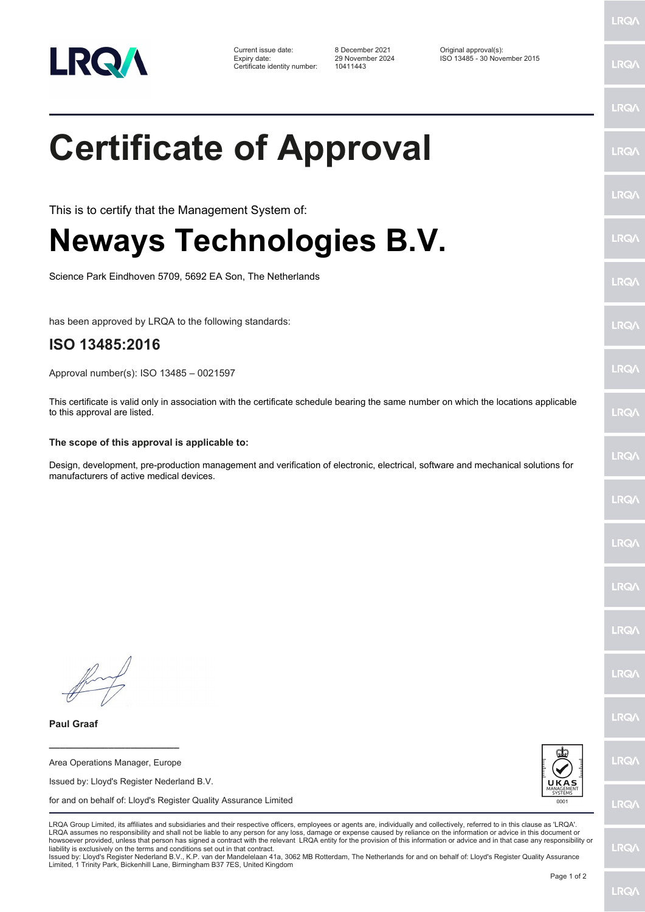| | | |
|---|---|---|
| Current issue date: | 8 December 2021 | Original approval(s): |
| Expiry date: | 29 November 2024 | ISO 13485 - 30 November 2015 |
| Certificate identity number: | 10411443 | |

# Certificate of Approval

This is to certify that the Management System of:

# Neways Technologies B.V.

Science Park Eindhoven 5709, 5692 EA Son, The Netherlands

has been approved by LRQA to the following standards:

## ISO 13485:2016

Approval number(s): ISO 13485 – 0021597

This certificate is valid only in association with the certificate schedule bearing the same number on which the locations applicable to this approval are listed.

**The scope of this approval is applicable to:**

Design, development, pre-production management and verification of electronic, electrical, software and mechanical solutions for manufacturers of active medical devices.

**Paul Graaf**

Area Operations Manager, Europe

Issued by: Lloyd's Register Nederland B.V.

for and on behalf of: Lloyd's Register Quality Assurance Limited

LRQA Group Limited, its affiliates and subsidiaries and their respective officers, employees or agents are, individually and collectively, referred to in this clause as 'LRQA'. LRQA assumes no responsibility and shall not be liable to any person for any loss, damage or expense caused by reliance on the information or advice in this document or howsoever provided, unless that person has signed a contract with the relevant LRQA entity for the provision of this information or advice and in that case any responsibility or liability is exclusively on the terms and conditions set out in that contract.
Issued by: Lloyd's Register Nederland B.V., K.P. van der Mandelelaan 41a, 3062 MB Rotterdam, The Netherlands for and on behalf of: Lloyd's Register Quality Assurance Limited, 1 Trinity Park, Bickenhill Lane, Birmingham B37 7ES, United Kingdom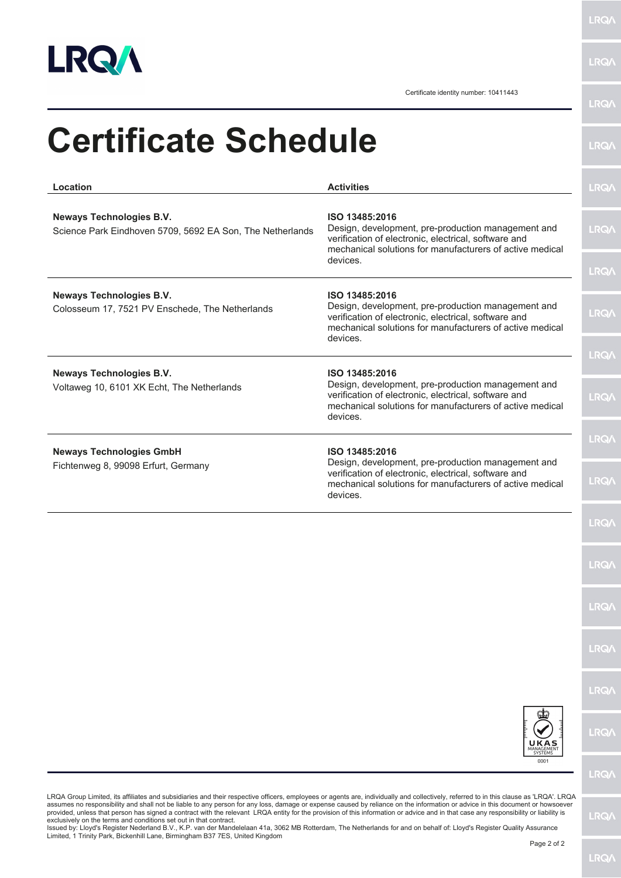Certificate identity number: 10411443

# Certificate Schedule

| Location | Activities |
| --- | --- |
| **Neways Technologies B.V.**<br>Science Park Eindhoven 5709, 5692 EA Son, The Netherlands | **ISO 13485:2016**<br>Design, development, pre-production management and verification of electronic, electrical, software and mechanical solutions for manufacturers of active medical devices. |
| **Neways Technologies B.V.**<br>Colosseum 17, 7521 PV Enschede, The Netherlands | **ISO 13485:2016**<br>Design, development, pre-production management and verification of electronic, electrical, software and mechanical solutions for manufacturers of active medical devices. |
| **Neways Technologies B.V.**<br>Voltaweg 10, 6101 XK Echt, The Netherlands | **ISO 13485:2016**<br>Design, development, pre-production management and verification of electronic, electrical, software and mechanical solutions for manufacturers of active medical devices. |
| **Neways Technologies GmbH**<br>Fichtenweg 8, 99098 Erfurt, Germany | **ISO 13485:2016**<br>Design, development, pre-production management and verification of electronic, electrical, software and mechanical solutions for manufacturers of active medical devices. |

UKAS MANAGEMENT SYSTEMS 0001

LRQA Group Limited, its affiliates and subsidiaries and their respective officers, employees or agents are, individually and collectively, referred to in this clause as 'LRQA'. LRQA assumes no responsibility and shall not be liable to any person for any loss, damage or expense caused by reliance on the information or advice in this document or howsoever provided, unless that person has signed a contract with the relevant LRQA entity for the provision of this information or advice and in that case any responsibility or liability is exclusively on the terms and conditions set out in that contract.
Issued by: Lloyd's Register Nederland B.V., K.P. van der Mandelelaan 41a, 3062 MB Rotterdam, The Netherlands for and on behalf of: Lloyd's Register Quality Assurance Limited, 1 Trinity Park, Bickenhill Lane, Birmingham B37 7ES, United Kingdom